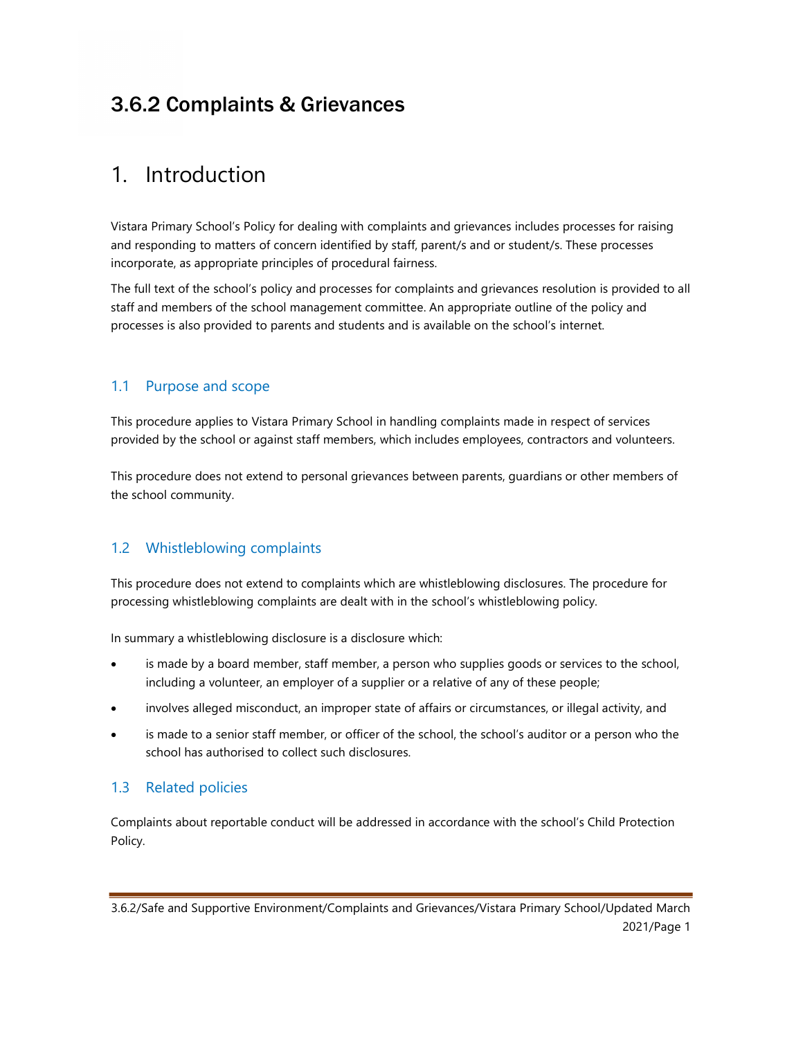# 3.6.2 Complaints & Grievances

# 1. Introduction

Vistara Primary School's Policy for dealing with complaints and grievances includes processes for raising and responding to matters of concern identified by staff, parent/s and or student/s. These processes incorporate, as appropriate principles of procedural fairness.

The full text of the school's policy and processes for complaints and grievances resolution is provided to all staff and members of the school management committee. An appropriate outline of the policy and processes is also provided to parents and students and is available on the school's internet.

## 1.1 Purpose and scope

This procedure applies to Vistara Primary School in handling complaints made in respect of services provided by the school or against staff members, which includes employees, contractors and volunteers.

This procedure does not extend to personal grievances between parents, guardians or other members of the school community.

## 1.2 Whistleblowing complaints

This procedure does not extend to complaints which are whistleblowing disclosures. The procedure for processing whistleblowing complaints are dealt with in the school's whistleblowing policy.

In summary a whistleblowing disclosure is a disclosure which:

- is made by a board member, staff member, a person who supplies goods or services to the school, including a volunteer, an employer of a supplier or a relative of any of these people;
- involves alleged misconduct, an improper state of affairs or circumstances, or illegal activity, and
- is made to a senior staff member, or officer of the school, the school's auditor or a person who the school has authorised to collect such disclosures.

## 1.3 Related policies

Complaints about reportable conduct will be addressed in accordance with the school's Child Protection Policy.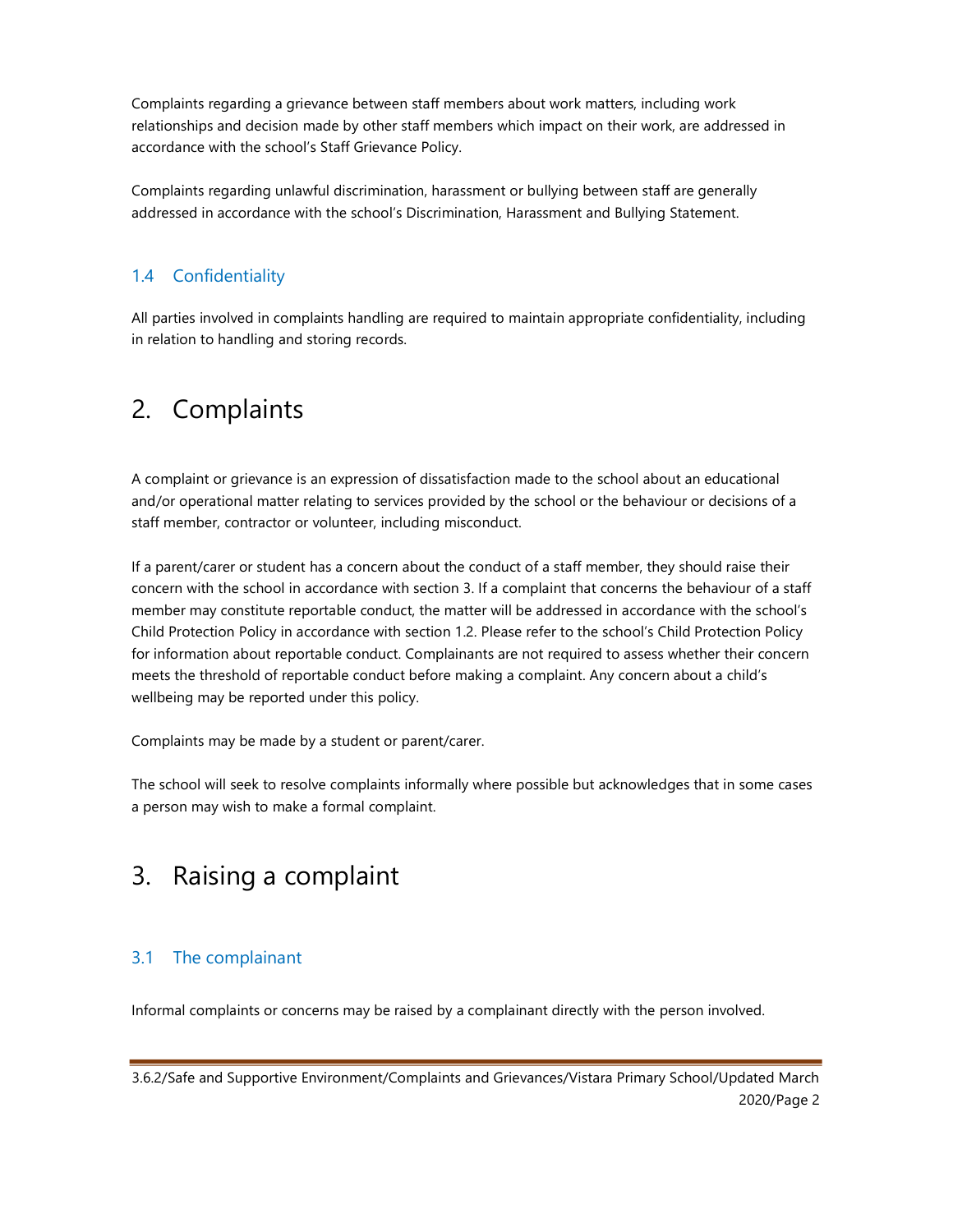Complaints regarding a grievance between staff members about work matters, including work relationships and decision made by other staff members which impact on their work, are addressed in accordance with the school's Staff Grievance Policy.

Complaints regarding unlawful discrimination, harassment or bullying between staff are generally addressed in accordance with the school's Discrimination, Harassment and Bullying Statement.

### 1.4 Confidentiality

All parties involved in complaints handling are required to maintain appropriate confidentiality, including in relation to handling and storing records.

## 2. Complaints

A complaint or grievance is an expression of dissatisfaction made to the school about an educational and/or operational matter relating to services provided by the school or the behaviour or decisions of a staff member, contractor or volunteer, including misconduct.

If a parent/carer or student has a concern about the conduct of a staff member, they should raise their concern with the school in accordance with section 3. If a complaint that concerns the behaviour of a staff member may constitute reportable conduct, the matter will be addressed in accordance with the school's Child Protection Policy in accordance with section 1.2. Please refer to the school's Child Protection Policy for information about reportable conduct. Complainants are not required to assess whether their concern meets the threshold of reportable conduct before making a complaint. Any concern about a child's wellbeing may be reported under this policy.

Complaints may be made by a student or parent/carer.

The school will seek to resolve complaints informally where possible but acknowledges that in some cases a person may wish to make a formal complaint.

## 3. Raising a complaint

### 3.1 The complainant

Informal complaints or concerns may be raised by a complainant directly with the person involved.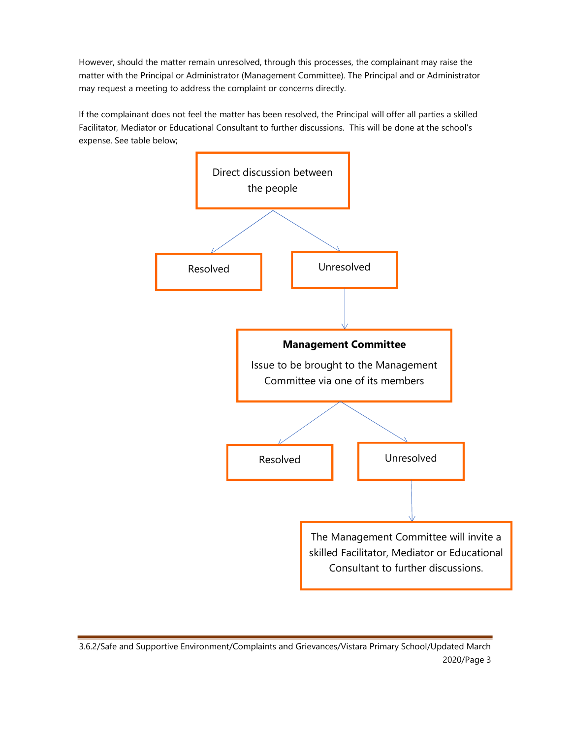However, should the matter remain unresolved, through this processes, the complainant may raise the matter with the Principal or Administrator (Management Committee). The Principal and or Administrator may request a meeting to address the complaint or concerns directly.

If the complainant does not feel the matter has been resolved, the Principal will offer all parties a skilled Facilitator, Mediator or Educational Consultant to further discussions. This will be done at the school's expense. See table below;

Direct discussion between the people

→ Resolved

→ Unresolved

↓

**Management Committee**

Issue to be brought to the Management Committee via one of its members

→ Resolved

→ Unresolved

↓

The Management Committee will invite a skilled Facilitator, Mediator or Educational Consultant to further discussions.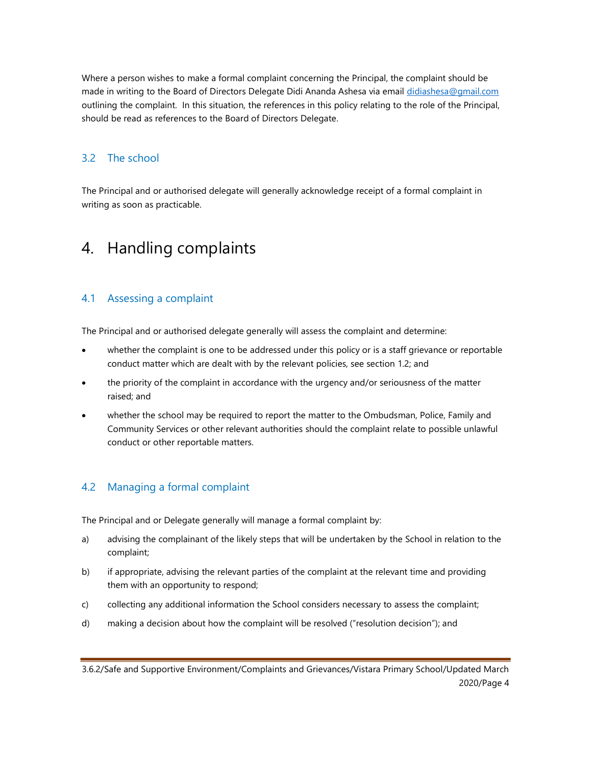Where a person wishes to make a formal complaint concerning the Principal, the complaint should be made in writing to the Board of Directors Delegate Didi Ananda Ashesa via email [didiashesa@gmail.com](mailto:didiashesa@gmail.com) outlining the complaint. In this situation, the references in this policy relating to the role of the Principal, should be read as references to the Board of Directors Delegate.

### 3.2 The school

The Principal and or authorised delegate will generally acknowledge receipt of a formal complaint in writing as soon as practicable.

## 4. Handling complaints

### 4.1 Assessing a complaint

The Principal and or authorised delegate generally will assess the complaint and determine:

- whether the complaint is one to be addressed under this policy or is a staff grievance or reportable conduct matter which are dealt with by the relevant policies, see section 1.2; and
- the priority of the complaint in accordance with the urgency and/or seriousness of the matter raised; and
- whether the school may be required to report the matter to the Ombudsman, Police, Family and Community Services or other relevant authorities should the complaint relate to possible unlawful conduct or other reportable matters.

### 4.2 Managing a formal complaint

The Principal and or Delegate generally will manage a formal complaint by:

a) advising the complainant of the likely steps that will be undertaken by the School in relation to the complaint;

b) if appropriate, advising the relevant parties of the complaint at the relevant time and providing them with an opportunity to respond;

c) collecting any additional information the School considers necessary to assess the complaint;

d) making a decision about how the complaint will be resolved ("resolution decision"); and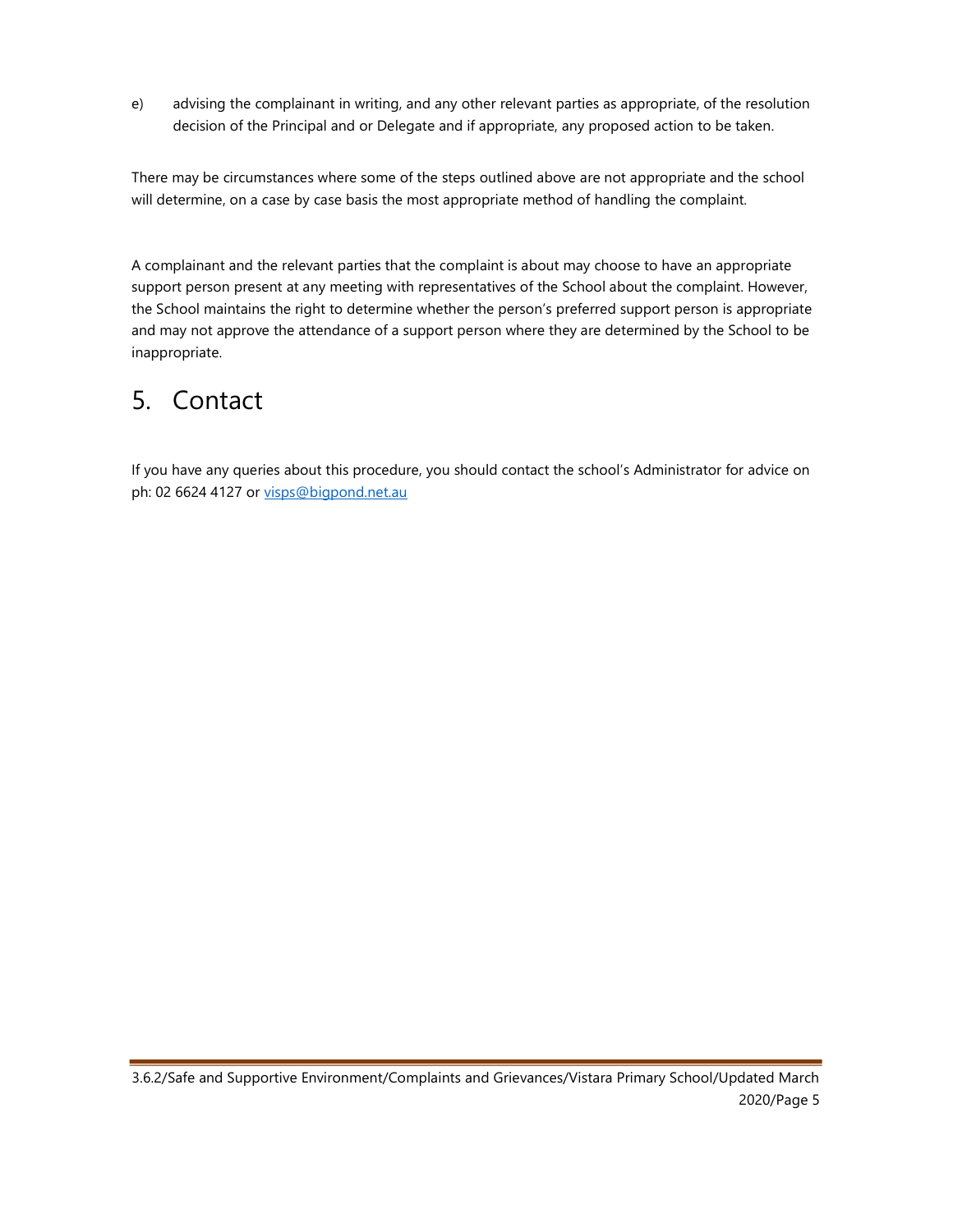e) advising the complainant in writing, and any other relevant parties as appropriate, of the resolution decision of the Principal and or Delegate and if appropriate, any proposed action to be taken.

There may be circumstances where some of the steps outlined above are not appropriate and the school will determine, on a case by case basis the most appropriate method of handling the complaint.

A complainant and the relevant parties that the complaint is about may choose to have an appropriate support person present at any meeting with representatives of the School about the complaint. However, the School maintains the right to determine whether the person's preferred support person is appropriate and may not approve the attendance of a support person where they are determined by the School to be inappropriate.

# 5. Contact

If you have any queries about this procedure, you should contact the school's Administrator for advice on ph: 02 6624 4127 or visps@bigpond.net.au